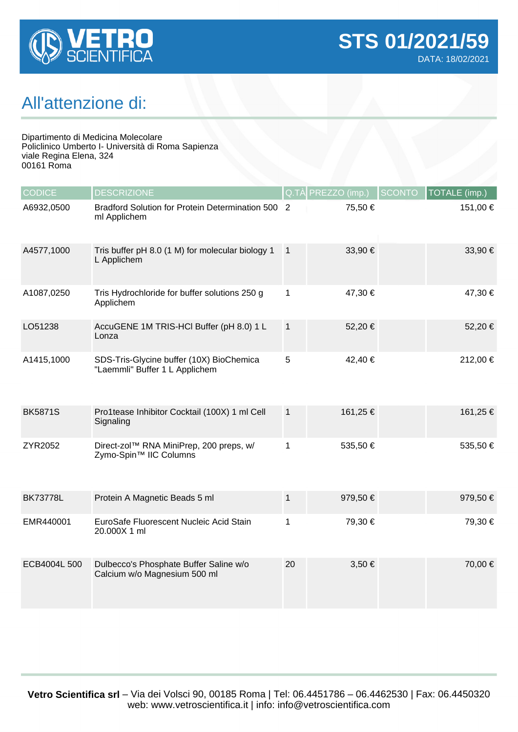# VETRO SCIENTIFICA

## STS 01/2021/59

DATA: 18/02/2021

## All'attenzione di:

Dipartimento di Medicina Molecolare
Policlinico Umberto I- Università di Roma Sapienza
viale Regina Elena, 324
00161 Roma

| CODICE | DESCRIZIONE | Q.TÀ | PREZZO (imp.) | SCONTO | TOTALE (imp.) |
|---|---|---|---|---|---|
| A6932,0500 | Bradford Solution for Protein Determination 500 ml Applichem | 2 | 75,50 € | | 151,00 € |
| A4577,1000 | Tris buffer pH 8.0 (1 M) for molecular biology 1 L Applichem | 1 | 33,90 € | | 33,90 € |
| A1087,0250 | Tris Hydrochloride for buffer solutions 250 g Applichem | 1 | 47,30 € | | 47,30 € |
| LO51238 | AccuGENE 1M TRIS-HCl Buffer (pH 8.0) 1 L Lonza | 1 | 52,20 € | | 52,20 € |
| A1415,1000 | SDS-Tris-Glycine buffer (10X) BioChemica "Laemmli" Buffer 1 L Applichem | 5 | 42,40 € | | 212,00 € |
| BK5871S | Pro1tease Inhibitor Cocktail (100X) 1 ml Cell Signaling | 1 | 161,25 € | | 161,25 € |
| ZYR2052 | Direct-zol™ RNA MiniPrep, 200 preps, w/ Zymo-Spin™ IIC Columns | 1 | 535,50 € | | 535,50 € |
| BK73778L | Protein A Magnetic Beads 5 ml | 1 | 979,50 € | | 979,50 € |
| EMR440001 | EuroSafe Fluorescent Nucleic Acid Stain 20.000X 1 ml | 1 | 79,30 € | | 79,30 € |
| ECB4004L 500 | Dulbecco's Phosphate Buffer Saline w/o Calcium w/o Magnesium 500 ml | 20 | 3,50 € | | 70,00 € |

**Vetro Scientifica srl** – Via dei Volsci 90, 00185 Roma | Tel: 06.4451786 – 06.4462530 | Fax: 06.4450320
web: www.vetroscientifica.it | info: info@vetroscientifica.com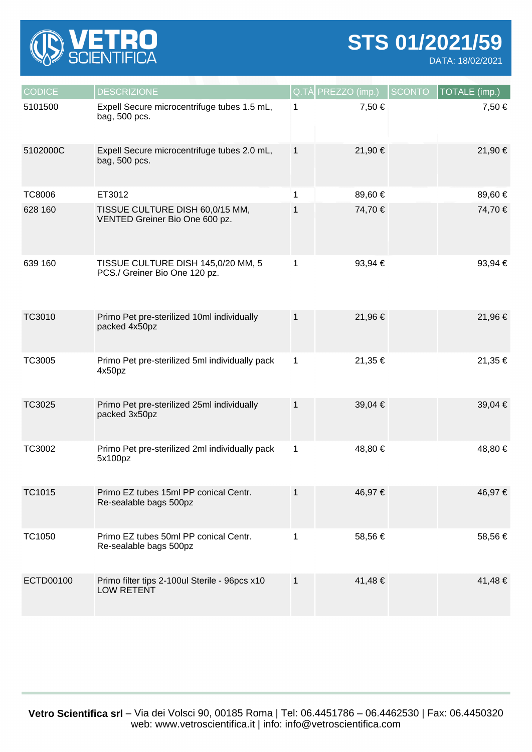# VETRO SCIENTIFICA

## STS 01/2021/59

DATA: 18/02/2021

| CODICE | DESCRIZIONE | Q.TÀ | PREZZO (imp.) | SCONTO | TOTALE (imp.) |
|---|---|---|---|---|---|
| 5101500 | Expell Secure microcentrifuge tubes 1.5 mL, bag, 500 pcs. | 1 | 7,50 € | | 7,50 € |
| 5102000C | Expell Secure microcentrifuge tubes 2.0 mL, bag, 500 pcs. | 1 | 21,90 € | | 21,90 € |
| TC8006 | ET3012 | 1 | 89,60 € | | 89,60 € |
| 628 160 | TISSUE CULTURE DISH 60,0/15 MM, VENTED Greiner Bio One 600 pz. | 1 | 74,70 € | | 74,70 € |
| 639 160 | TISSUE CULTURE DISH 145,0/20 MM, 5 PCS./ Greiner Bio One 120 pz. | 1 | 93,94 € | | 93,94 € |
| TC3010 | Primo Pet pre-sterilized 10ml individually packed 4x50pz | 1 | 21,96 € | | 21,96 € |
| TC3005 | Primo Pet pre-sterilized 5ml individually pack 4x50pz | 1 | 21,35 € | | 21,35 € |
| TC3025 | Primo Pet pre-sterilized 25ml individually packed 3x50pz | 1 | 39,04 € | | 39,04 € |
| TC3002 | Primo Pet pre-sterilized 2ml individually pack 5x100pz | 1 | 48,80 € | | 48,80 € |
| TC1015 | Primo EZ tubes 15ml PP conical Centr. Re-sealable bags 500pz | 1 | 46,97 € | | 46,97 € |
| TC1050 | Primo EZ tubes 50ml PP conical Centr. Re-sealable bags 500pz | 1 | 58,56 € | | 58,56 € |
| ECTD00100 | Primo filter tips 2-100ul Sterile - 96pcs x10 LOW RETENT | 1 | 41,48 € | | 41,48 € |

**Vetro Scientifica srl** – Via dei Volsci 90, 00185 Roma | Tel: 06.4451786 – 06.4462530 | Fax: 06.4450320
web: www.vetroscientifica.it | info: info@vetroscientifica.com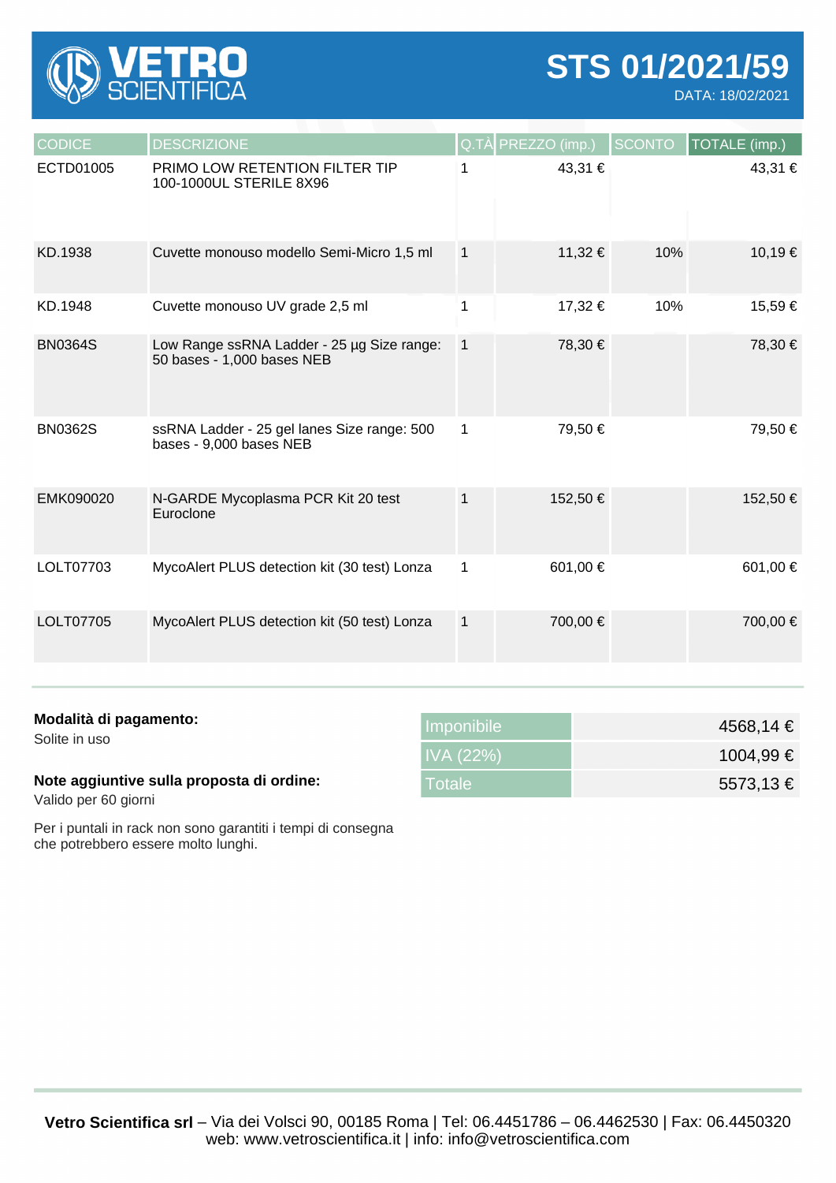# VETRO SCIENTIFICA

## STS 01/2021/59

DATA: 18/02/2021

| CODICE | DESCRIZIONE | Q.TÀ | PREZZO (imp.) | SCONTO | TOTALE (imp.) |
|---|---|---|---|---|---|
| ECTD01005 | PRIMO LOW RETENTION FILTER TIP 100-1000UL STERILE 8X96 | 1 | 43,31 € | | 43,31 € |
| KD.1938 | Cuvette monouso modello Semi-Micro 1,5 ml | 1 | 11,32 € | 10% | 10,19 € |
| KD.1948 | Cuvette monouso UV grade 2,5 ml | 1 | 17,32 € | 10% | 15,59 € |
| BN0364S | Low Range ssRNA Ladder - 25 µg Size range: 50 bases - 1,000 bases NEB | 1 | 78,30 € | | 78,30 € |
| BN0362S | ssRNA Ladder - 25 gel lanes Size range: 500 bases - 9,000 bases NEB | 1 | 79,50 € | | 79,50 € |
| EMK090020 | N-GARDE Mycoplasma PCR Kit 20 test Euroclone | 1 | 152,50 € | | 152,50 € |
| LOLT07703 | MycoAlert PLUS detection kit (30 test) Lonza | 1 | 601,00 € | | 601,00 € |
| LOLT07705 | MycoAlert PLUS detection kit (50 test) Lonza | 1 | 700,00 € | | 700,00 € |

**Modalità di pagamento:**
Solite in uso

**Note aggiuntive sulla proposta di ordine:**
Valido per 60 giorni

Per i puntali in rack non sono garantiti i tempi di consegna che potrebbero essere molto lunghi.

| | |
|---|---|
| Imponibile | 4568,14 € |
| IVA (22%) | 1004,99 € |
| Totale | 5573,13 € |

**Vetro Scientifica srl** – Via dei Volsci 90, 00185 Roma | Tel: 06.4451786 – 06.4462530 | Fax: 06.4450320
web: www.vetroscientifica.it | info: info@vetroscientifica.com